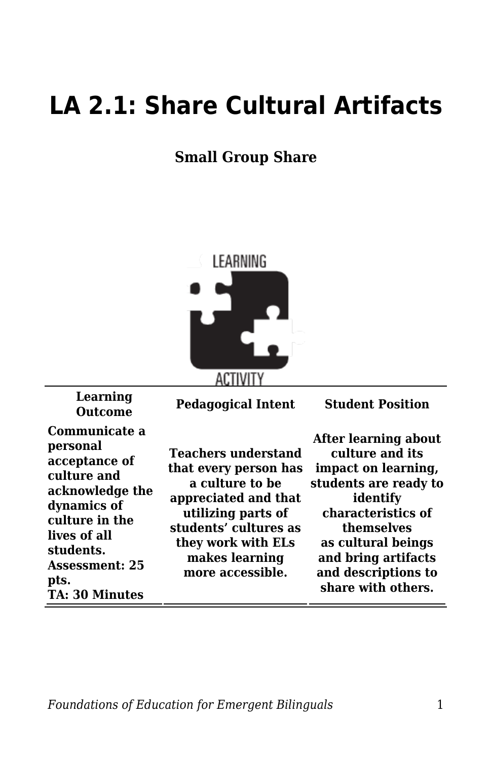# LA 2.1: Share Cultural Artifacts

**Small Group Share**

| Learning Outcome | Pedagogical Intent | Student Position |
|---|---|---|
| **Communicate a personal acceptance of culture and acknowledge the dynamics of culture in the lives of all students.**<br>**Assessment: 25 pts.**<br>**TA: 30 Minutes** | **Teachers understand that every person has a culture to be appreciated and that utilizing parts of students' cultures as they work with ELs makes learning more accessible.** | **After learning about culture and its impact on learning, students are ready to identify characteristics of themselves as cultural beings and bring artifacts and descriptions to share with others.** |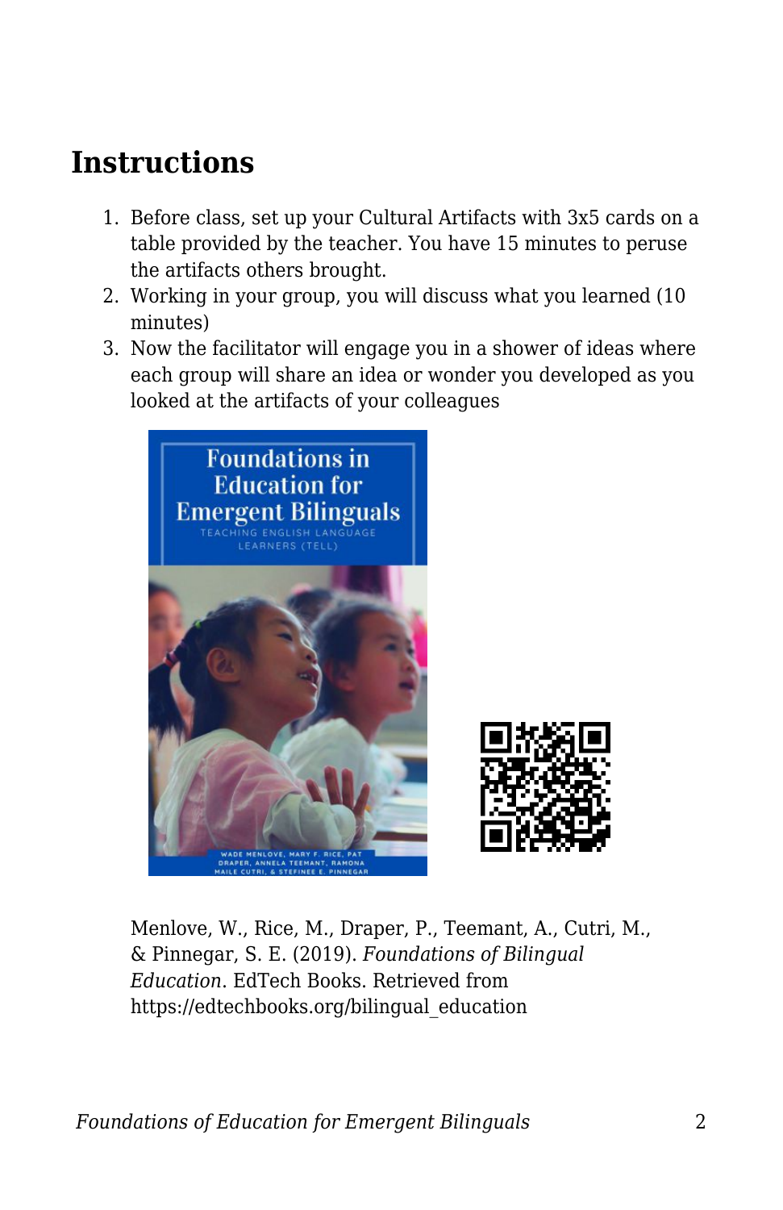## Instructions

1. Before class, set up your Cultural Artifacts with 3x5 cards on a table provided by the teacher. You have 15 minutes to peruse the artifacts others brought.
2. Working in your group, you will discuss what you learned (10 minutes)
3. Now the facilitator will engage you in a shower of ideas where each group will share an idea or wonder you developed as you looked at the artifacts of your colleagues

Menlove, W., Rice, M., Draper, P., Teemant, A., Cutri, M., & Pinnegar, S. E. (2019). *Foundations of Bilingual Education*. EdTech Books. Retrieved from https://edtechbooks.org/bilingual_education